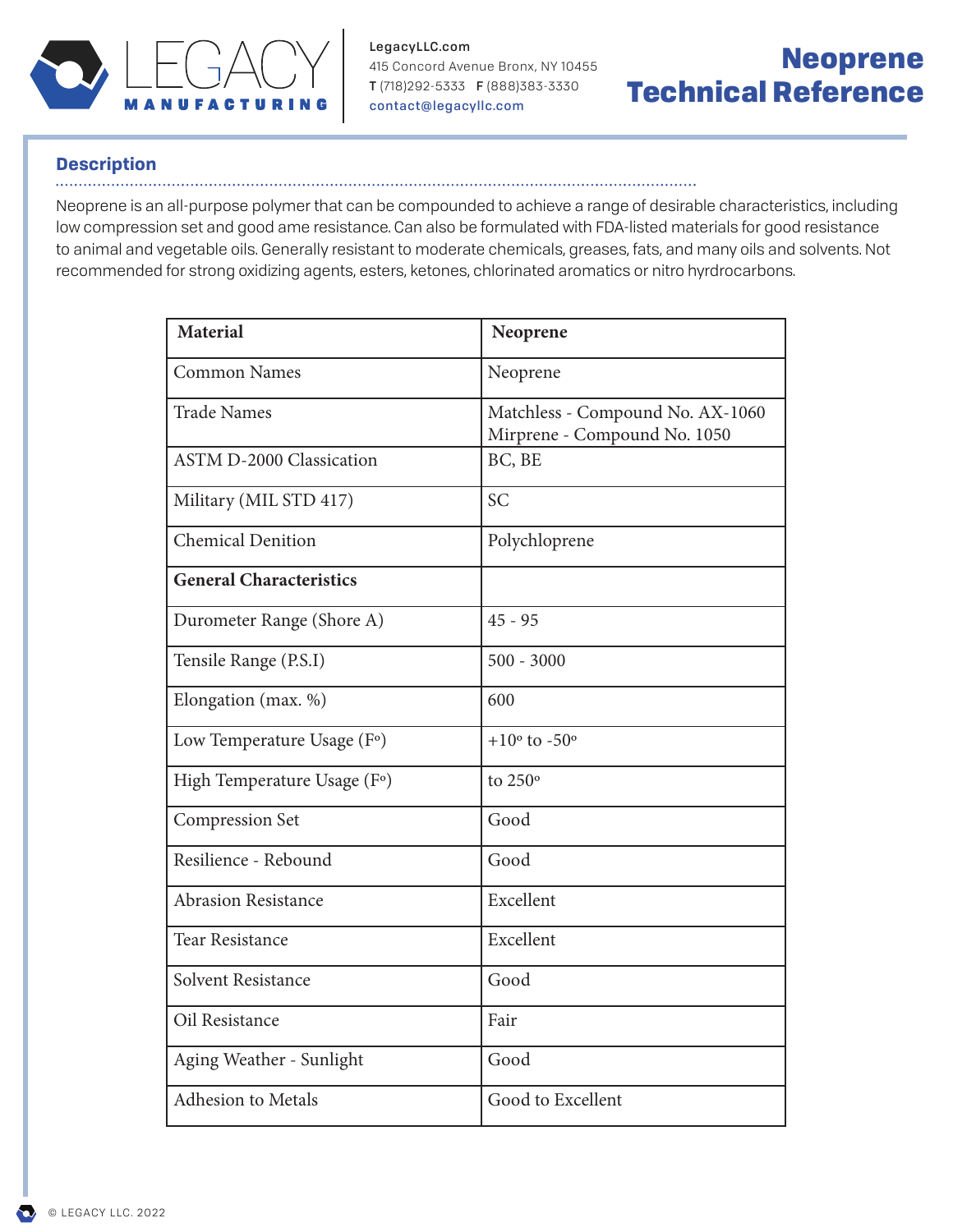# Neoprene Technical Reference

LEGACY MANUFACTURING

LegacyLLC.com
415 Concord Avenue Bronx, NY 10455
**T** (718)292-5333 **F** (888)383-3330
contact@legacyllc.com

## Description

Neoprene is an all-purpose polymer that can be compounded to achieve a range of desirable characteristics, including low compression set and good ame resistance. Can also be formulated with FDA-listed materials for good resistance to animal and vegetable oils. Generally resistant to moderate chemicals, greases, fats, and many oils and solvents. Not recommended for strong oxidizing agents, esters, ketones, chlorinated aromatics or nitro hyrdrocarbons.

| **Material** | **Neoprene** |
|---|---|
| Common Names | Neoprene |
| Trade Names | Matchless - Compound No. AX-1060<br>Mirprene - Compound No. 1050 |
| ASTM D-2000 Classication | BC, BE |
| Military (MIL STD 417) | SC |
| Chemical Denition | Polychloprene |
| **General Characteristics** | |
| Durometer Range (Shore A) | 45 - 95 |
| Tensile Range (P.S.I) | 500 - 3000 |
| Elongation (max. %) | 600 |
| Low Temperature Usage (F°) | +10° to -50° |
| High Temperature Usage (F°) | to 250° |
| Compression Set | Good |
| Resilience - Rebound | Good |
| Abrasion Resistance | Excellent |
| Tear Resistance | Excellent |
| Solvent Resistance | Good |
| Oil Resistance | Fair |
| Aging Weather - Sunlight | Good |
| Adhesion to Metals | Good to Excellent |

© LEGACY LLC. 2022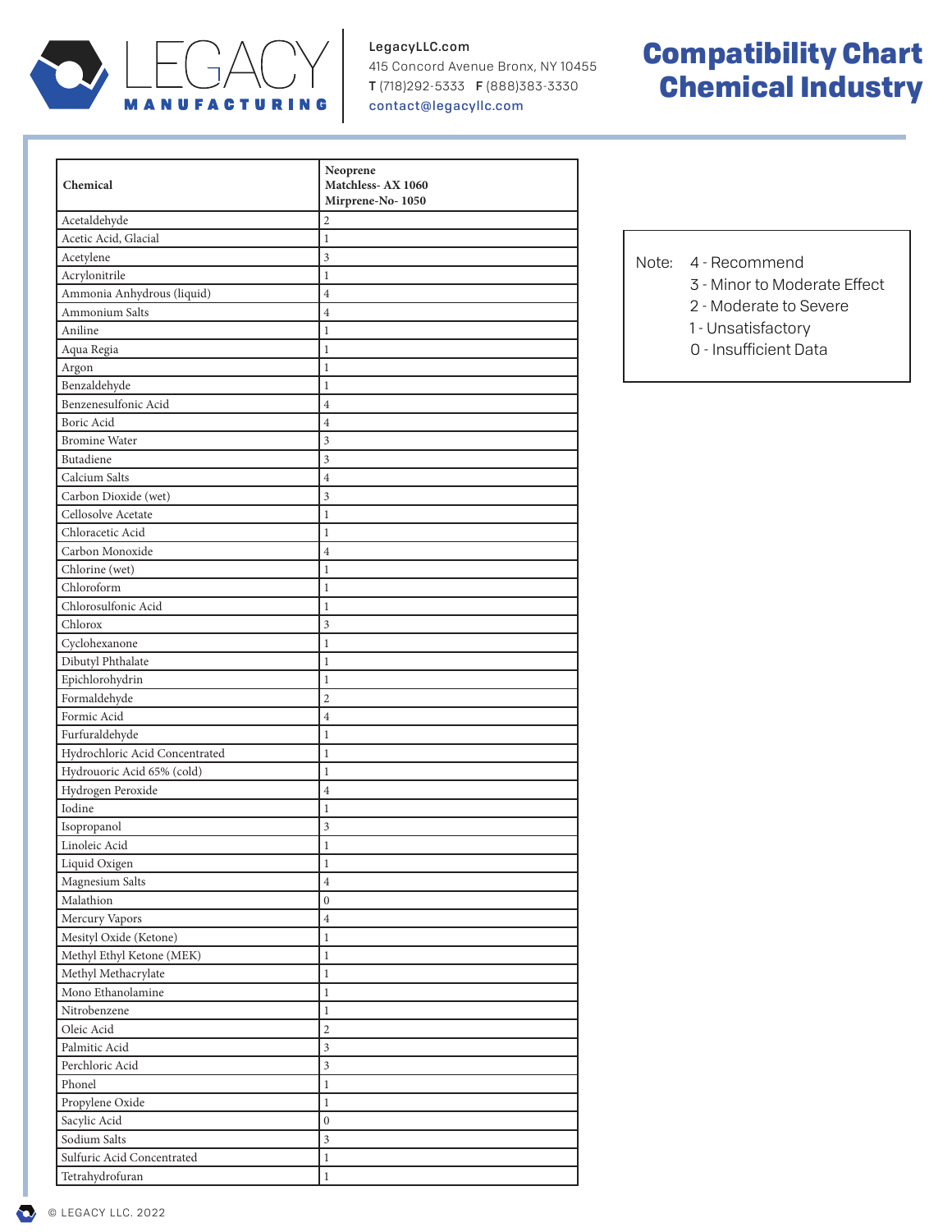LegacyLLC.com
415 Concord Avenue Bronx, NY 10455
**T** (718)292-5333 **F** (888)383-3330
contact@legacyllc.com

# Compatibility Chart Chemical Industry

| Chemical | Neoprene Matchless- AX 1060 Mirprene-No- 1050 |
|---|---|
| Acetaldehyde | 2 |
| Acetic Acid, Glacial | 1 |
| Acetylene | 3 |
| Acrylonitrile | 1 |
| Ammonia Anhydrous (liquid) | 4 |
| Ammonium Salts | 4 |
| Aniline | 1 |
| Aqua Regia | 1 |
| Argon | 1 |
| Benzaldehyde | 1 |
| Benzenesulfonic Acid | 4 |
| Boric Acid | 4 |
| Bromine Water | 3 |
| Butadiene | 3 |
| Calcium Salts | 4 |
| Carbon Dioxide (wet) | 3 |
| Cellosolve Acetate | 1 |
| Chloracetic Acid | 1 |
| Carbon Monoxide | 4 |
| Chlorine (wet) | 1 |
| Chloroform | 1 |
| Chlorosulfonic Acid | 1 |
| Chlorox | 3 |
| Cyclohexanone | 1 |
| Dibutyl Phthalate | 1 |
| Epichlorohydrin | 1 |
| Formaldehyde | 2 |
| Formic Acid | 4 |
| Furfuraldehyde | 1 |
| Hydrochloric Acid Concentrated | 1 |
| Hydrouoric Acid 65% (cold) | 1 |
| Hydrogen Peroxide | 4 |
| Iodine | 1 |
| Isopropanol | 3 |
| Linoleic Acid | 1 |
| Liquid Oxigen | 1 |
| Magnesium Salts | 4 |
| Malathion | 0 |
| Mercury Vapors | 4 |
| Mesityl Oxide (Ketone) | 1 |
| Methyl Ethyl Ketone (MEK) | 1 |
| Methyl Methacrylate | 1 |
| Mono Ethanolamine | 1 |
| Nitrobenzene | 1 |
| Oleic Acid | 2 |
| Palmitic Acid | 3 |
| Perchloric Acid | 3 |
| Phonel | 1 |
| Propylene Oxide | 1 |
| Sacylic Acid | 0 |
| Sodium Salts | 3 |
| Sulfuric Acid Concentrated | 1 |
| Tetrahydrofuran | 1 |

Note:
4 - Recommend
3 - Minor to Moderate Effect
2 - Moderate to Severe
1 - Unsatisfactory
0 - Insufficient Data

© LEGACY LLC. 2022